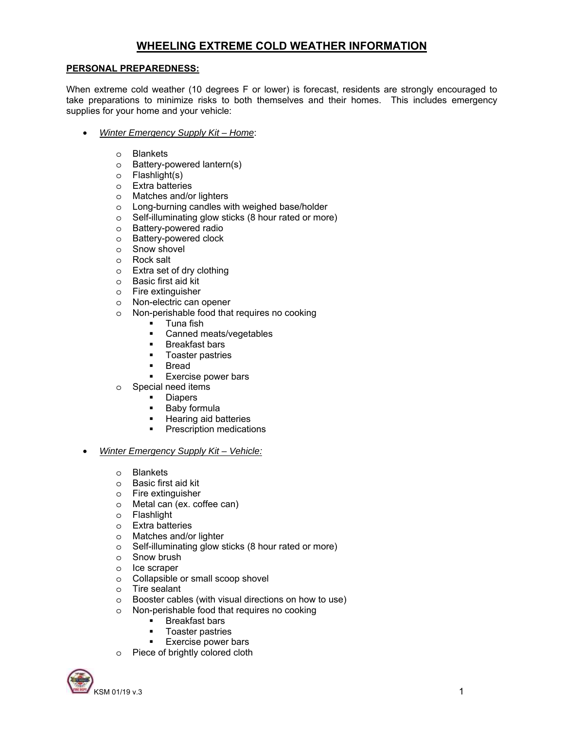# WHEELING EXTREME COLD WEATHER INFORMATION

## PERSONAL PREPAREDNESS:

When extreme cold weather (10 degrees F or lower) is forecast, residents are strongly encouraged to take preparations to minimize risks to both themselves and their homes. This includes emergency supplies for your home and your vehicle:

- *Winter Emergency Supply Kit – Home*:
  - Blankets
  - Battery-powered lantern(s)
  - Flashlight(s)
  - Extra batteries
  - Matches and/or lighters
  - Long-burning candles with weighed base/holder
  - Self-illuminating glow sticks (8 hour rated or more)
  - Battery-powered radio
  - Battery-powered clock
  - Snow shovel
  - Rock salt
  - Extra set of dry clothing
  - Basic first aid kit
  - Fire extinguisher
  - Non-electric can opener
  - Non-perishable food that requires no cooking
    - Tuna fish
    - Canned meats/vegetables
    - Breakfast bars
    - Toaster pastries
    - Bread
    - Exercise power bars
  - Special need items
    - Diapers
    - Baby formula
    - Hearing aid batteries
    - Prescription medications

- *Winter Emergency Supply Kit – Vehicle:*
  - Blankets
  - Basic first aid kit
  - Fire extinguisher
  - Metal can (ex. coffee can)
  - Flashlight
  - Extra batteries
  - Matches and/or lighter
  - Self-illuminating glow sticks (8 hour rated or more)
  - Snow brush
  - Ice scraper
  - Collapsible or small scoop shovel
  - Tire sealant
  - Booster cables (with visual directions on how to use)
  - Non-perishable food that requires no cooking
    - Breakfast bars
    - Toaster pastries
    - Exercise power bars
  - Piece of brightly colored cloth

KSM 01/19 v.3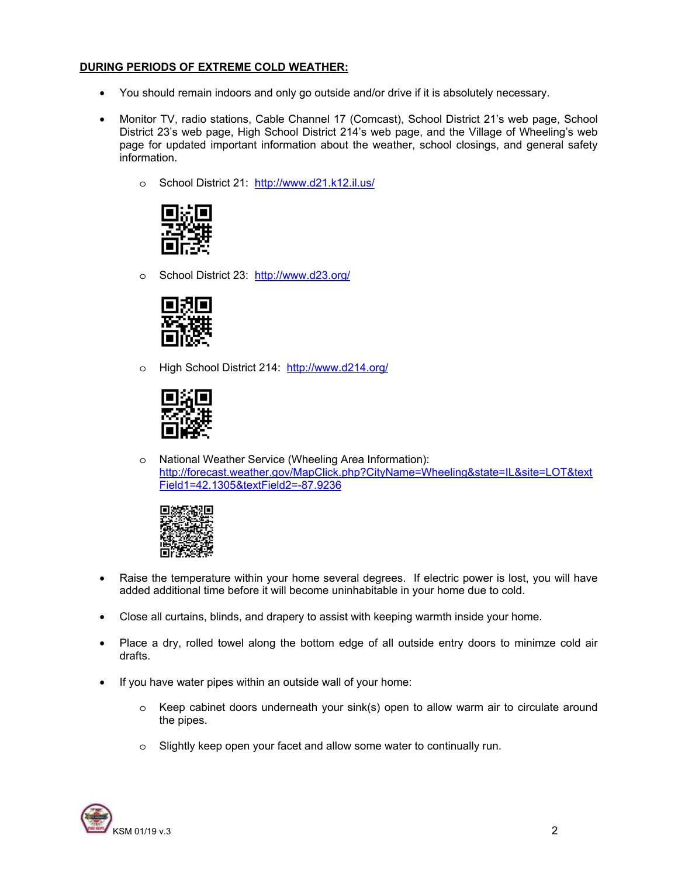**DURING PERIODS OF EXTREME COLD WEATHER:**

- You should remain indoors and only go outside and/or drive if it is absolutely necessary.

- Monitor TV, radio stations, Cable Channel 17 (Comcast), School District 21's web page, School District 23's web page, High School District 214's web page, and the Village of Wheeling's web page for updated important information about the weather, school closings, and general safety information.

  - School District 21: http://www.d21.k12.il.us/

  - School District 23: http://www.d23.org/

  - High School District 214: http://www.d214.org/

  - National Weather Service (Wheeling Area Information): http://forecast.weather.gov/MapClick.php?CityName=Wheeling&state=IL&site=LOT&textField1=42.1305&textField2=-87.9236

- Raise the temperature within your home several degrees. If electric power is lost, you will have added additional time before it will become uninhabitable in your home due to cold.

- Close all curtains, blinds, and drapery to assist with keeping warmth inside your home.

- Place a dry, rolled towel along the bottom edge of all outside entry doors to minimze cold air drafts.

- If you have water pipes within an outside wall of your home:

  - Keep cabinet doors underneath your sink(s) open to allow warm air to circulate around the pipes.

  - Slightly keep open your facet and allow some water to continually run.

KSM 01/19 v.3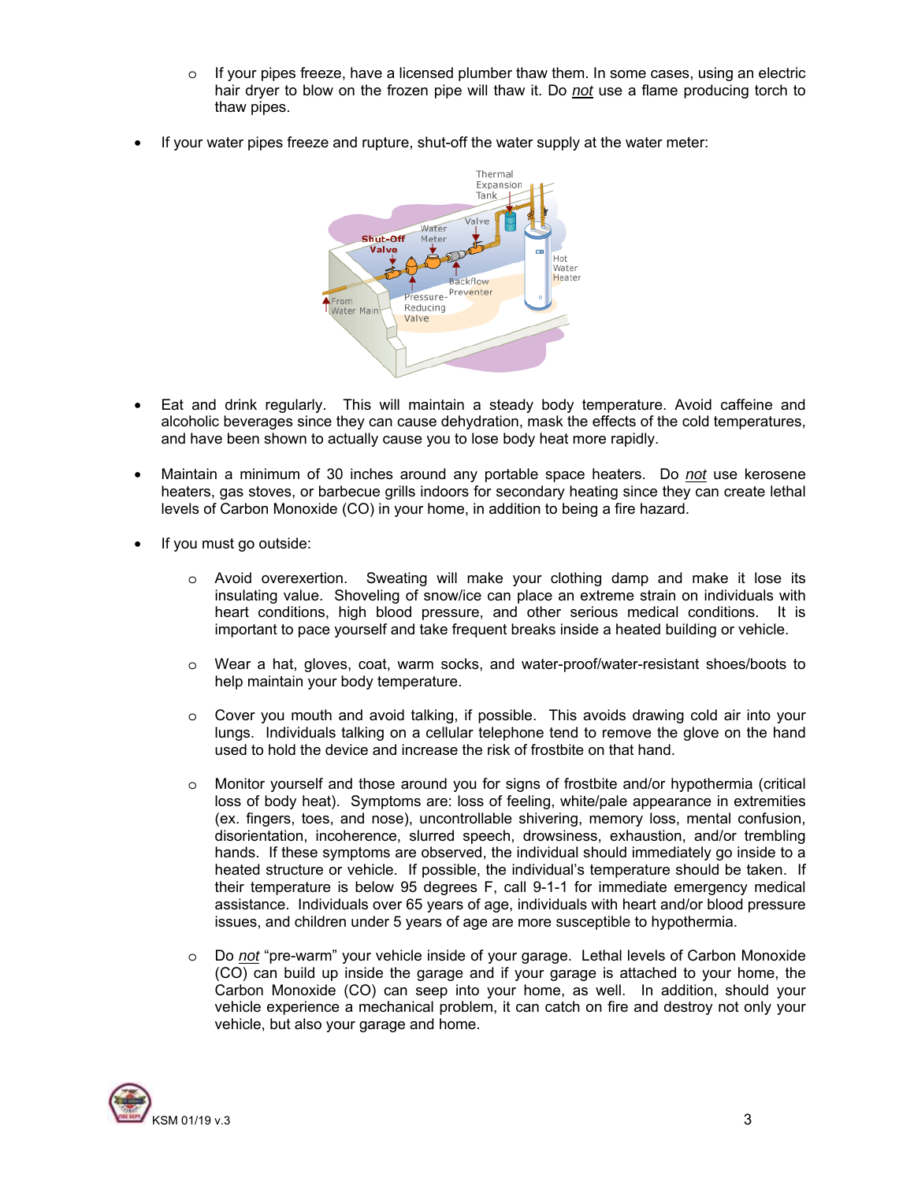- If your pipes freeze, have a licensed plumber thaw them. In some cases, using an electric hair dryer to blow on the frozen pipe will thaw it. Do *not* use a flame producing torch to thaw pipes.

- If your water pipes freeze and rupture, shut-off the water supply at the water meter:

- Eat and drink regularly. This will maintain a steady body temperature. Avoid caffeine and alcoholic beverages since they can cause dehydration, mask the effects of the cold temperatures, and have been shown to actually cause you to lose body heat more rapidly.

- Maintain a minimum of 30 inches around any portable space heaters. Do *not* use kerosene heaters, gas stoves, or barbecue grills indoors for secondary heating since they can create lethal levels of Carbon Monoxide (CO) in your home, in addition to being a fire hazard.

- If you must go outside:

  - Avoid overexertion. Sweating will make your clothing damp and make it lose its insulating value. Shoveling of snow/ice can place an extreme strain on individuals with heart conditions, high blood pressure, and other serious medical conditions. It is important to pace yourself and take frequent breaks inside a heated building or vehicle.

  - Wear a hat, gloves, coat, warm socks, and water-proof/water-resistant shoes/boots to help maintain your body temperature.

  - Cover you mouth and avoid talking, if possible. This avoids drawing cold air into your lungs. Individuals talking on a cellular telephone tend to remove the glove on the hand used to hold the device and increase the risk of frostbite on that hand.

  - Monitor yourself and those around you for signs of frostbite and/or hypothermia (critical loss of body heat). Symptoms are: loss of feeling, white/pale appearance in extremities (ex. fingers, toes, and nose), uncontrollable shivering, memory loss, mental confusion, disorientation, incoherence, slurred speech, drowsiness, exhaustion, and/or trembling hands. If these symptoms are observed, the individual should immediately go inside to a heated structure or vehicle. If possible, the individual's temperature should be taken. If their temperature is below 95 degrees F, call 9-1-1 for immediate emergency medical assistance. Individuals over 65 years of age, individuals with heart and/or blood pressure issues, and children under 5 years of age are more susceptible to hypothermia.

  - Do *not* "pre-warm" your vehicle inside of your garage. Lethal levels of Carbon Monoxide (CO) can build up inside the garage and if your garage is attached to your home, the Carbon Monoxide (CO) can seep into your home, as well. In addition, should your vehicle experience a mechanical problem, it can catch on fire and destroy not only your vehicle, but also your garage and home.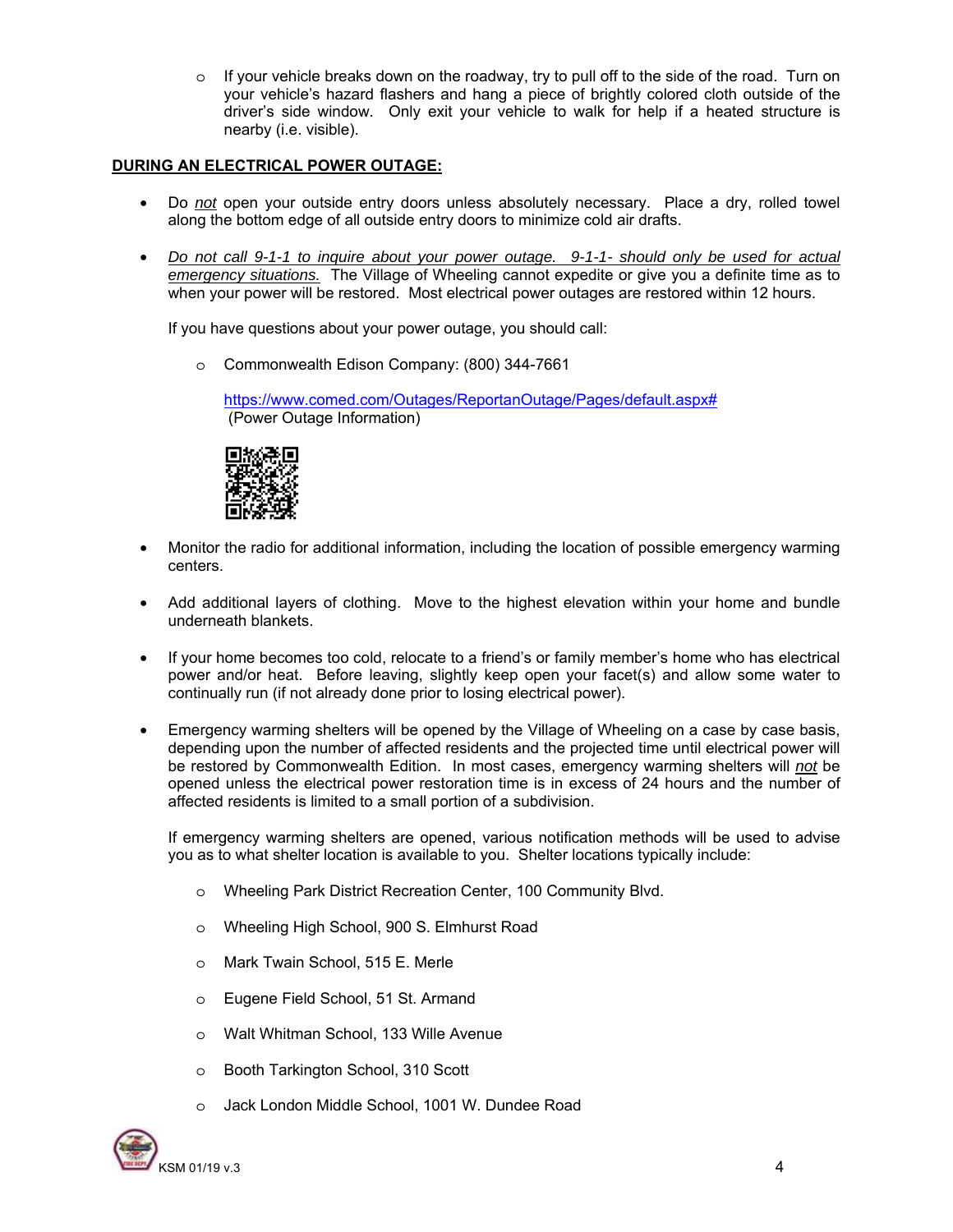- If your vehicle breaks down on the roadway, try to pull off to the side of the road. Turn on your vehicle's hazard flashers and hang a piece of brightly colored cloth outside of the driver's side window. Only exit your vehicle to walk for help if a heated structure is nearby (i.e. visible).

**DURING AN ELECTRICAL POWER OUTAGE:**

- Do *not* open your outside entry doors unless absolutely necessary. Place a dry, rolled towel along the bottom edge of all outside entry doors to minimize cold air drafts.

- *Do not call 9-1-1 to inquire about your power outage. 9-1-1- should only be used for actual emergency situations.* The Village of Wheeling cannot expedite or give you a definite time as to when your power will be restored. Most electrical power outages are restored within 12 hours.

  If you have questions about your power outage, you should call:

  - Commonwealth Edison Company: (800) 344-7661

    https://www.comed.com/Outages/ReportanOutage/Pages/default.aspx#
    (Power Outage Information)

- Monitor the radio for additional information, including the location of possible emergency warming centers.

- Add additional layers of clothing. Move to the highest elevation within your home and bundle underneath blankets.

- If your home becomes too cold, relocate to a friend's or family member's home who has electrical power and/or heat. Before leaving, slightly keep open your facet(s) and allow some water to continually run (if not already done prior to losing electrical power).

- Emergency warming shelters will be opened by the Village of Wheeling on a case by case basis, depending upon the number of affected residents and the projected time until electrical power will be restored by Commonwealth Edition. In most cases, emergency warming shelters will *not* be opened unless the electrical power restoration time is in excess of 24 hours and the number of affected residents is limited to a small portion of a subdivision.

  If emergency warming shelters are opened, various notification methods will be used to advise you as to what shelter location is available to you. Shelter locations typically include:

  - Wheeling Park District Recreation Center, 100 Community Blvd.
  - Wheeling High School, 900 S. Elmhurst Road
  - Mark Twain School, 515 E. Merle
  - Eugene Field School, 51 St. Armand
  - Walt Whitman School, 133 Wille Avenue
  - Booth Tarkington School, 310 Scott
  - Jack London Middle School, 1001 W. Dundee Road

KSM 01/19 v.3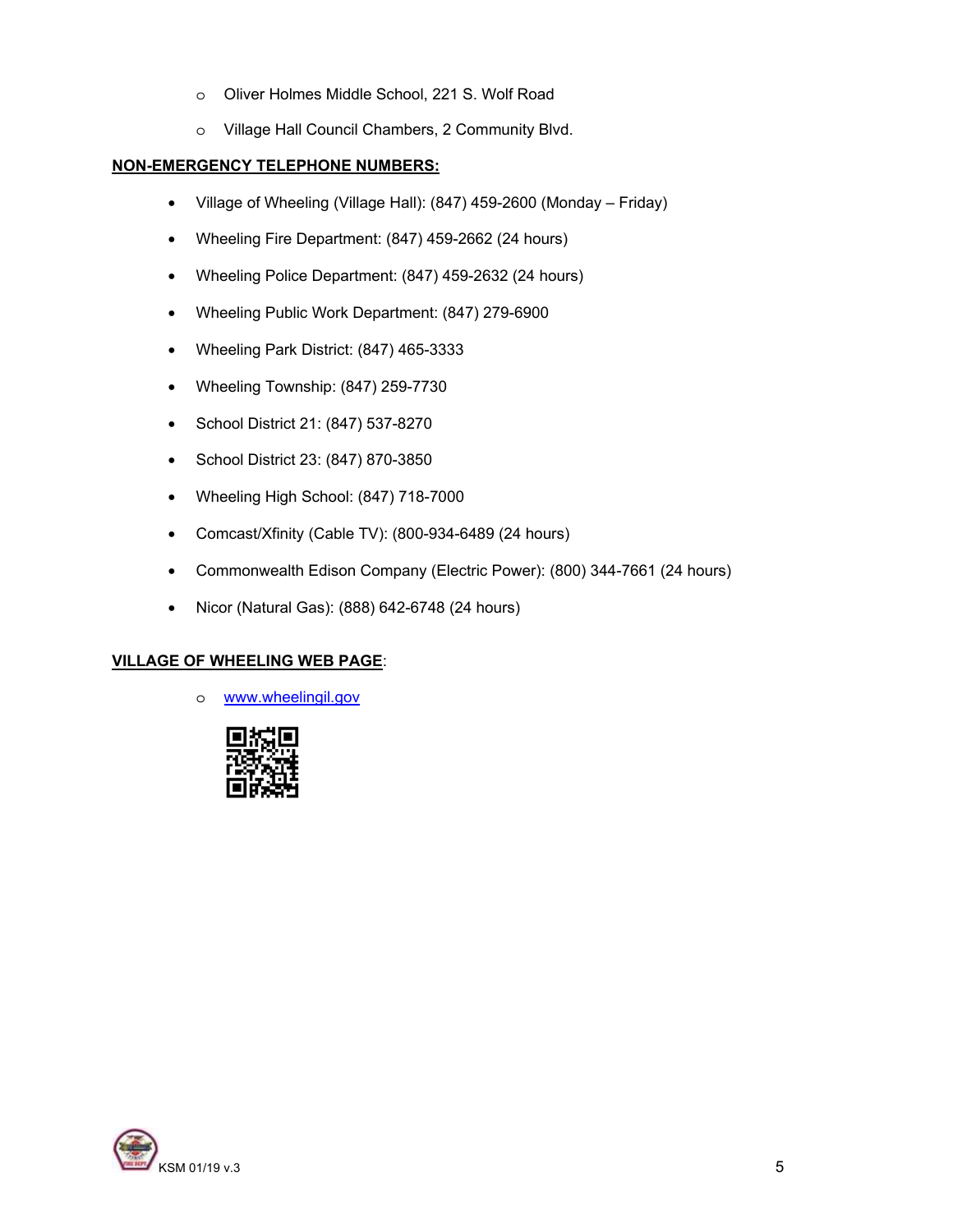- Oliver Holmes Middle School, 221 S. Wolf Road
- Village Hall Council Chambers, 2 Community Blvd.

**NON-EMERGENCY TELEPHONE NUMBERS:**

- Village of Wheeling (Village Hall): (847) 459-2600 (Monday – Friday)
- Wheeling Fire Department: (847) 459-2662 (24 hours)
- Wheeling Police Department: (847) 459-2632 (24 hours)
- Wheeling Public Work Department: (847) 279-6900
- Wheeling Park District: (847) 465-3333
- Wheeling Township: (847) 259-7730
- School District 21: (847) 537-8270
- School District 23: (847) 870-3850
- Wheeling High School: (847) 718-7000
- Comcast/Xfinity (Cable TV): (800-934-6489 (24 hours)
- Commonwealth Edison Company (Electric Power): (800) 344-7661 (24 hours)
- Nicor (Natural Gas): (888) 642-6748 (24 hours)

**VILLAGE OF WHEELING WEB PAGE**:

- www.wheelingil.gov